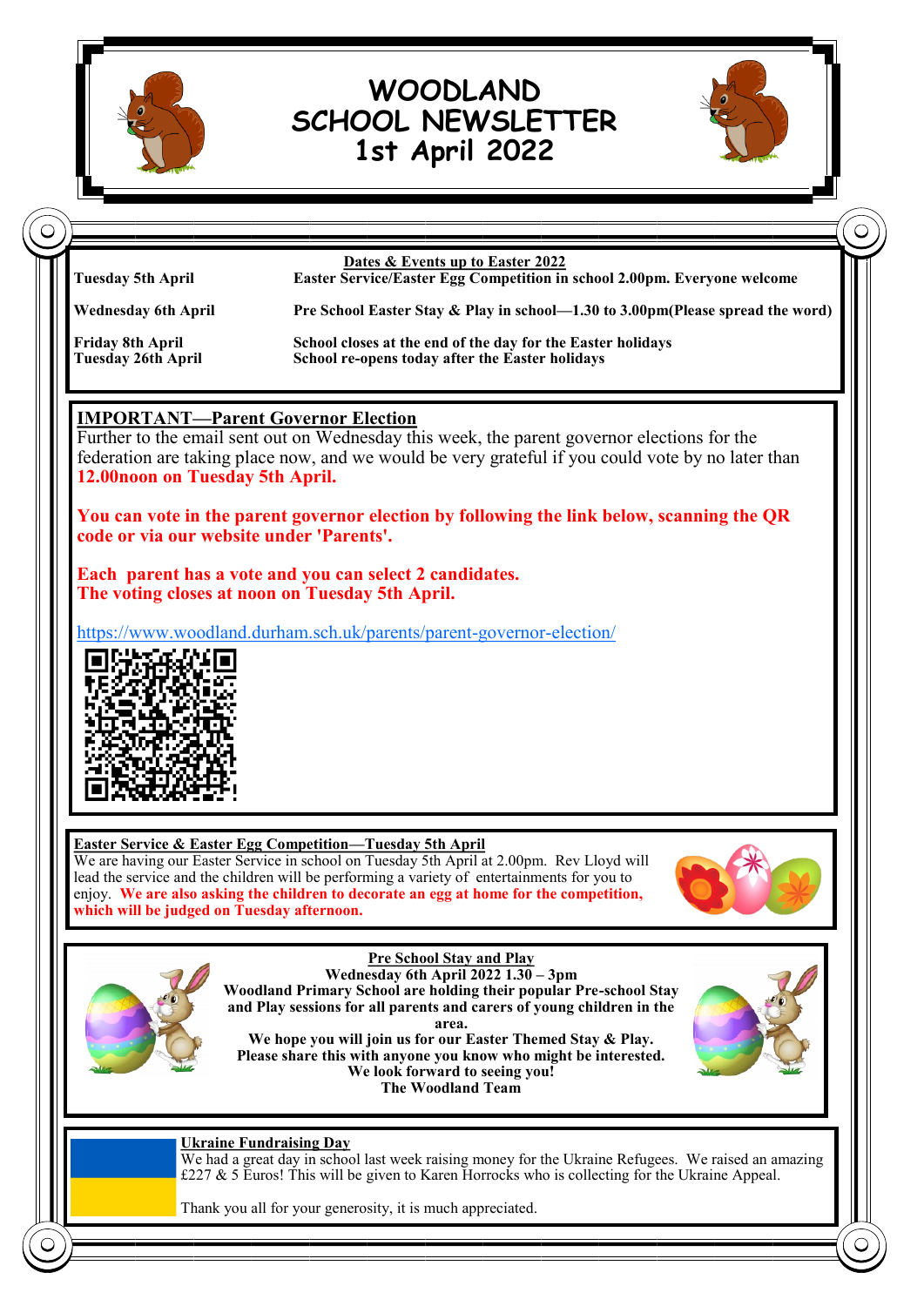# WOODLAND SCHOOL NEWSLETTER 1st April 2022

## Dates & Events up to Easter 2022

| | |
|---|---|
| **Tuesday 5th April** | **Easter Service/Easter Egg Competition in school 2.00pm. Everyone welcome** |
| **Wednesday 6th April** | **Pre School Easter Stay & Play in school—1.30 to 3.00pm(Please spread the word)** |
| **Friday 8th April** | **School closes at the end of the day for the Easter holidays** |
| **Tuesday 26th April** | **School re-opens today after the Easter holidays** |

## IMPORTANT—Parent Governor Election

Further to the email sent out on Wednesday this week, the parent governor elections for the federation are taking place now, and we would be very grateful if you could vote by no later than **12.00noon on Tuesday 5th April.**

**You can vote in the parent governor election by following the link below, scanning the QR code or via our website under 'Parents'.**

**Each parent has a vote and you can select 2 candidates.**
**The voting closes at noon on Tuesday 5th April.**

https://www.woodland.durham.sch.uk/parents/parent-governor-election/

## Easter Service & Easter Egg Competition—Tuesday 5th April

We are having our Easter Service in school on Tuesday 5th April at 2.00pm. Rev Lloyd will lead the service and the children will be performing a variety of entertainments for you to enjoy. **We are also asking the children to decorate an egg at home for the competition, which will be judged on Tuesday afternoon.**

## Pre School Stay and Play

**Wednesday 6th April 2022 1.30 – 3pm**
**Woodland Primary School are holding their popular Pre-school Stay and Play sessions for all parents and carers of young children in the area.**
**We hope you will join us for our Easter Themed Stay & Play.**
**Please share this with anyone you know who might be interested.**
**We look forward to seeing you!**
**The Woodland Team**

## Ukraine Fundraising Day

We had a great day in school last week raising money for the Ukraine Refugees. We raised an amazing £227 & 5 Euros! This will be given to Karen Horrocks who is collecting for the Ukraine Appeal.

Thank you all for your generosity, it is much appreciated.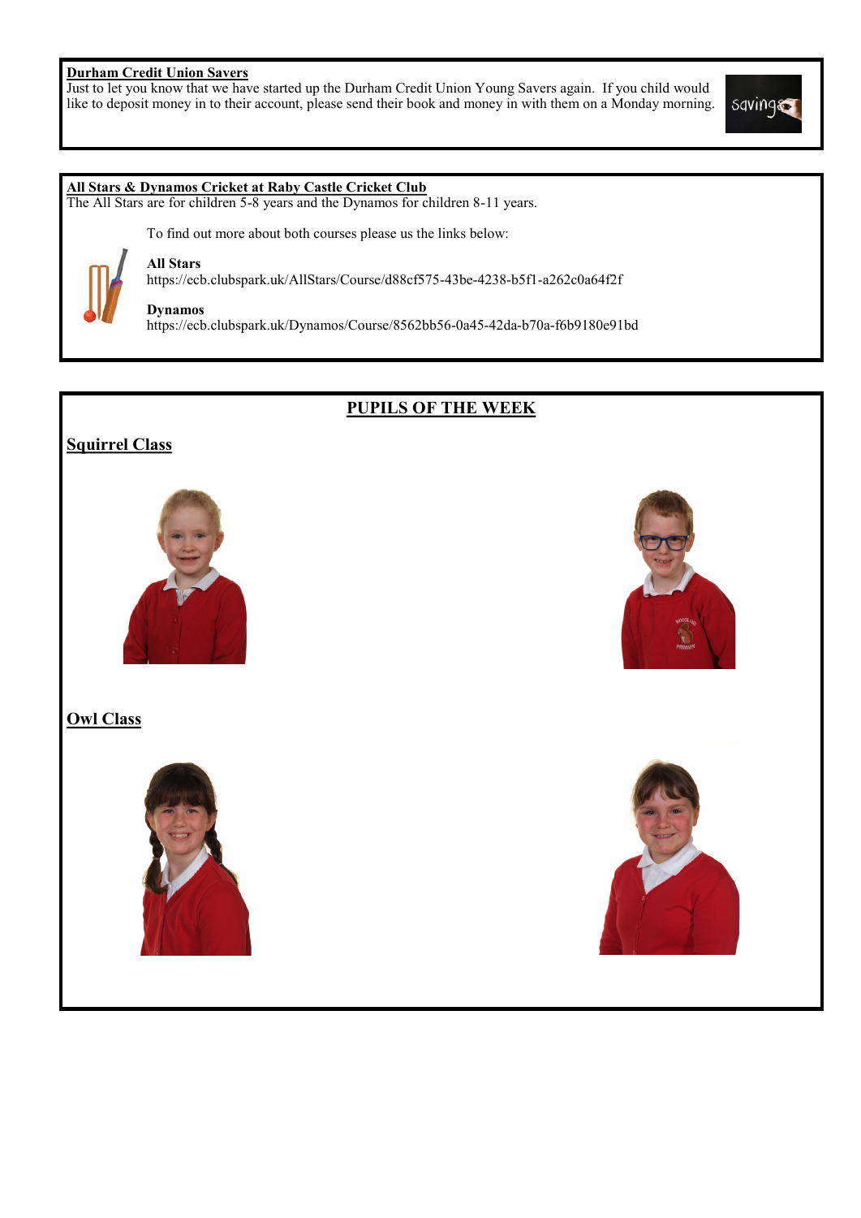**Durham Credit Union Savers**

Just to let you know that we have started up the Durham Credit Union Young Savers again. If you child would like to deposit money in to their account, please send their book and money in with them on a Monday morning.

**All Stars & Dynamos Cricket at Raby Castle Cricket Club**

The All Stars are for children 5-8 years and the Dynamos for children 8-11 years.

To find out more about both courses please us the links below:

**All Stars**
https://ecb.clubspark.uk/AllStars/Course/d88cf575-43be-4238-b5f1-a262c0a64f2f

**Dynamos**
https://ecb.clubspark.uk/Dynamos/Course/8562bb56-0a45-42da-b70a-f6b9180e91bd

## PUPILS OF THE WEEK

### Squirrel Class

### Owl Class